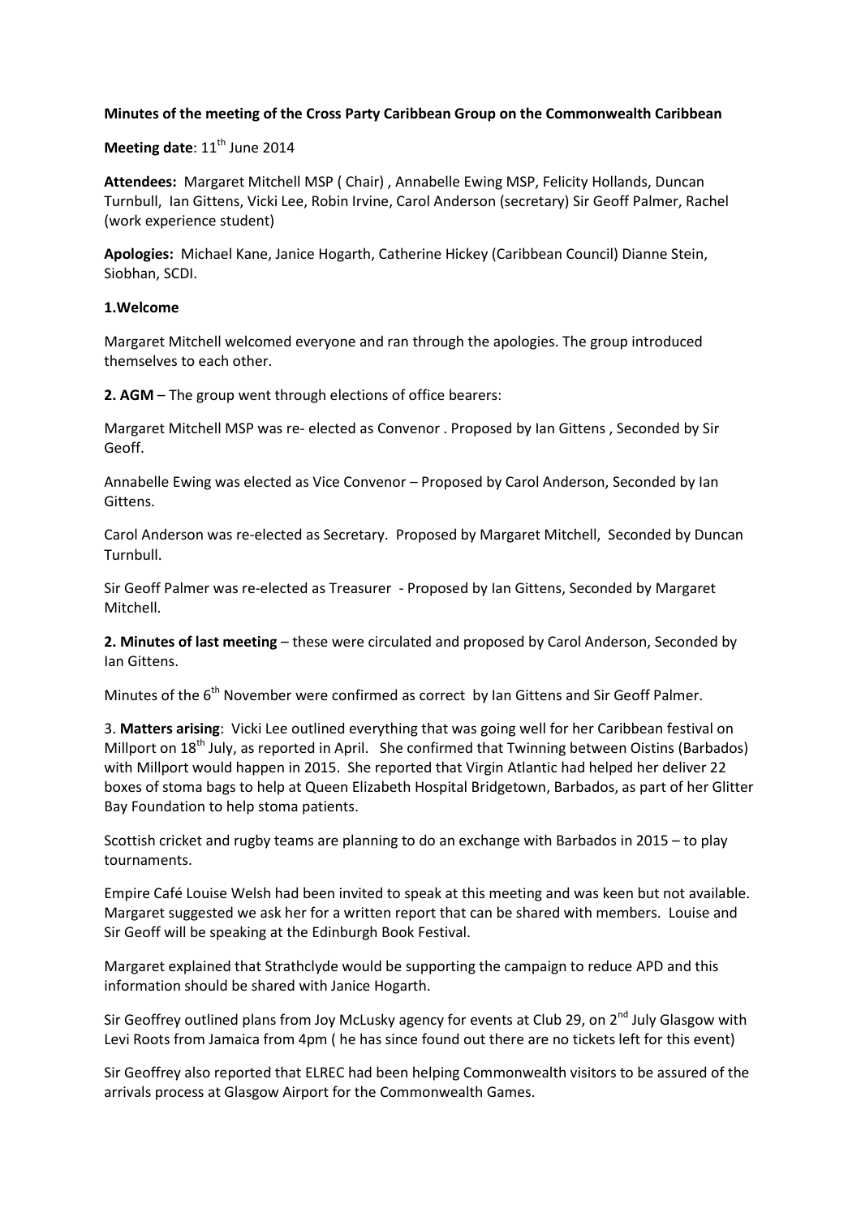**Minutes of the meeting of the Cross Party Caribbean Group on the Commonwealth Caribbean**

**Meeting date**: 11th June 2014

**Attendees:** Margaret Mitchell MSP ( Chair) , Annabelle Ewing MSP, Felicity Hollands, Duncan Turnbull, Ian Gittens, Vicki Lee, Robin Irvine, Carol Anderson (secretary) Sir Geoff Palmer, Rachel (work experience student)

**Apologies:** Michael Kane, Janice Hogarth, Catherine Hickey (Caribbean Council) Dianne Stein, Siobhan, SCDI.

**1.Welcome**

Margaret Mitchell welcomed everyone and ran through the apologies. The group introduced themselves to each other.

**2. AGM** – The group went through elections of office bearers:

Margaret Mitchell MSP was re- elected as Convenor . Proposed by Ian Gittens , Seconded by Sir Geoff.

Annabelle Ewing was elected as Vice Convenor – Proposed by Carol Anderson, Seconded by Ian Gittens.

Carol Anderson was re-elected as Secretary. Proposed by Margaret Mitchell, Seconded by Duncan Turnbull.

Sir Geoff Palmer was re-elected as Treasurer - Proposed by Ian Gittens, Seconded by Margaret Mitchell.

**2. Minutes of last meeting** – these were circulated and proposed by Carol Anderson, Seconded by Ian Gittens.

Minutes of the 6th November were confirmed as correct by Ian Gittens and Sir Geoff Palmer.

3. **Matters arising**: Vicki Lee outlined everything that was going well for her Caribbean festival on Millport on 18th July, as reported in April. She confirmed that Twinning between Oistins (Barbados) with Millport would happen in 2015. She reported that Virgin Atlantic had helped her deliver 22 boxes of stoma bags to help at Queen Elizabeth Hospital Bridgetown, Barbados, as part of her Glitter Bay Foundation to help stoma patients.

Scottish cricket and rugby teams are planning to do an exchange with Barbados in 2015 – to play tournaments.

Empire Café Louise Welsh had been invited to speak at this meeting and was keen but not available. Margaret suggested we ask her for a written report that can be shared with members. Louise and Sir Geoff will be speaking at the Edinburgh Book Festival.

Margaret explained that Strathclyde would be supporting the campaign to reduce APD and this information should be shared with Janice Hogarth.

Sir Geoffrey outlined plans from Joy McLusky agency for events at Club 29, on 2nd July Glasgow with Levi Roots from Jamaica from 4pm ( he has since found out there are no tickets left for this event)

Sir Geoffrey also reported that ELREC had been helping Commonwealth visitors to be assured of the arrivals process at Glasgow Airport for the Commonwealth Games.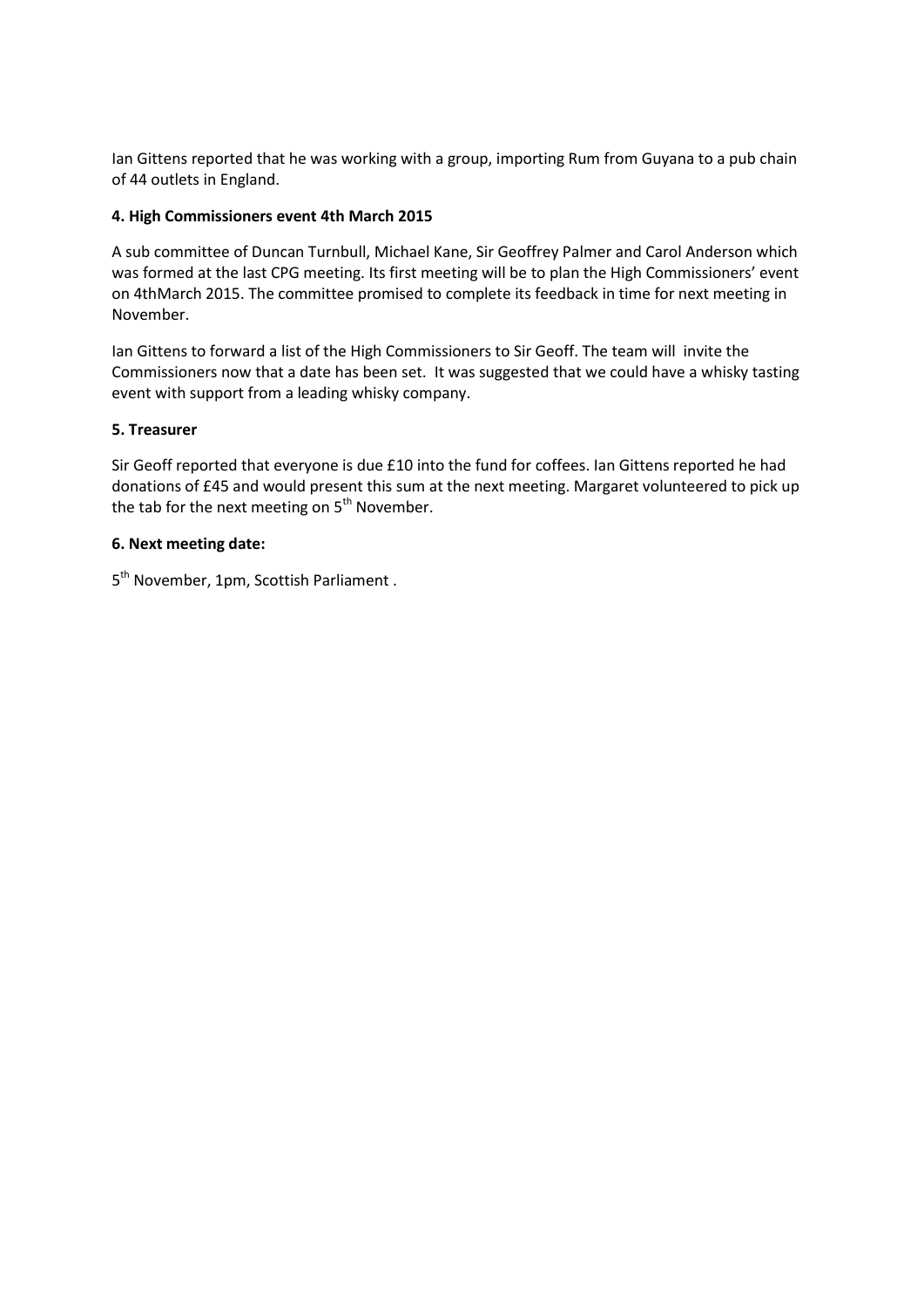Ian Gittens reported that he was working with a group, importing Rum from Guyana to a pub chain of 44 outlets in England.

**4. High Commissioners event 4th March 2015**

A sub committee of Duncan Turnbull, Michael Kane, Sir Geoffrey Palmer and Carol Anderson which was formed at the last CPG meeting. Its first meeting will be to plan the High Commissioners' event on 4thMarch 2015. The committee promised to complete its feedback in time for next meeting in November.

Ian Gittens to forward a list of the High Commissioners to Sir Geoff. The team will invite the Commissioners now that a date has been set. It was suggested that we could have a whisky tasting event with support from a leading whisky company.

**5. Treasurer**

Sir Geoff reported that everyone is due £10 into the fund for coffees. Ian Gittens reported he had donations of £45 and would present this sum at the next meeting. Margaret volunteered to pick up the tab for the next meeting on 5th November.

**6. Next meeting date:**

5th November, 1pm, Scottish Parliament .